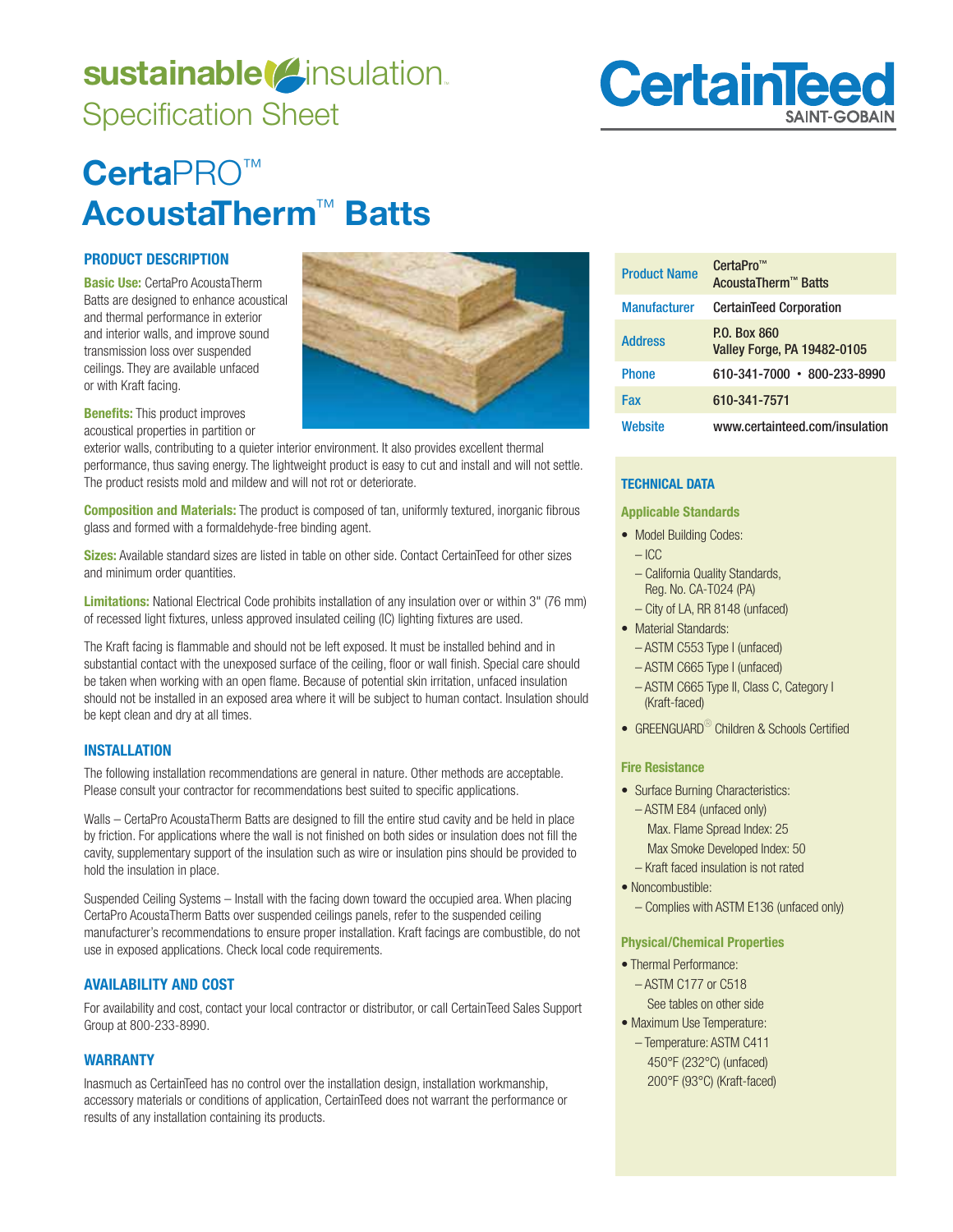# sustainable insulation

## Specification Sheet

# CertaPRO™ AcoustaTherm™ Batts

## PRODUCT DESCRIPTION

**Basic Use:** CertaPro AcoustaTherm Batts are designed to enhance acoustical and thermal performance in exterior and interior walls, and improve sound transmission loss over suspended ceilings. They are available unfaced or with Kraft facing.

**Benefits:** This product improves acoustical properties in partition or exterior walls, contributing to a quieter interior environment. It also provides excellent thermal performance, thus saving energy. The lightweight product is easy to cut and install and will not settle. The product resists mold and mildew and will not rot or deteriorate.

**Composition and Materials:** The product is composed of tan, uniformly textured, inorganic fibrous glass and formed with a formaldehyde-free binding agent.

**Sizes:** Available standard sizes are listed in table on other side. Contact CertainTeed for other sizes and minimum order quantities.

**Limitations:** National Electrical Code prohibits installation of any insulation over or within 3" (76 mm) of recessed light fixtures, unless approved insulated ceiling (IC) lighting fixtures are used.

The Kraft facing is flammable and should not be left exposed. It must be installed behind and in substantial contact with the unexposed surface of the ceiling, floor or wall finish. Special care should be taken when working with an open flame. Because of potential skin irritation, unfaced insulation should not be installed in an exposed area where it will be subject to human contact. Insulation should be kept clean and dry at all times.

## INSTALLATION

The following installation recommendations are general in nature. Other methods are acceptable. Please consult your contractor for recommendations best suited to specific applications.

Walls – CertaPro AcoustaTherm Batts are designed to fill the entire stud cavity and be held in place by friction. For applications where the wall is not finished on both sides or insulation does not fill the cavity, supplementary support of the insulation such as wire or insulation pins should be provided to hold the insulation in place.

Suspended Ceiling Systems – Install with the facing down toward the occupied area. When placing CertaPro AcoustaTherm Batts over suspended ceilings panels, refer to the suspended ceiling manufacturer's recommendations to ensure proper installation. Kraft facings are combustible, do not use in exposed applications. Check local code requirements.

## AVAILABILITY AND COST

For availability and cost, contact your local contractor or distributor, or call CertainTeed Sales Support Group at 800-233-8990.

## WARRANTY

Inasmuch as CertainTeed has no control over the installation design, installation workmanship, accessory materials or conditions of application, CertainTeed does not warrant the performance or results of any installation containing its products.

| | |
|---|---|
| **Product Name** | CertaPro™ AcoustaTherm™ Batts |
| **Manufacturer** | CertainTeed Corporation |
| **Address** | P.O. Box 860<br>Valley Forge, PA 19482-0105 |
| **Phone** | 610-341-7000 • 800-233-8990 |
| **Fax** | 610-341-7571 |
| **Website** | www.certainteed.com/insulation |

## TECHNICAL DATA

### Applicable Standards

- Model Building Codes:
  - ICC
  - California Quality Standards, Reg. No. CA-T024 (PA)
  - City of LA, RR 8148 (unfaced)
- Material Standards:
  - ASTM C553 Type I (unfaced)
  - ASTM C665 Type I (unfaced)
  - ASTM C665 Type II, Class C, Category I (Kraft-faced)
- GREENGUARD® Children & Schools Certified

### Fire Resistance

- Surface Burning Characteristics:
  - ASTM E84 (unfaced only)
    Max. Flame Spread Index: 25
    Max Smoke Developed Index: 50
  - Kraft faced insulation is not rated
- Noncombustible:
  - Complies with ASTM E136 (unfaced only)

### Physical/Chemical Properties

- Thermal Performance:
  - ASTM C177 or C518
    See tables on other side
- Maximum Use Temperature:
  - Temperature: ASTM C411
    450°F (232°C) (unfaced)
    200°F (93°C) (Kraft-faced)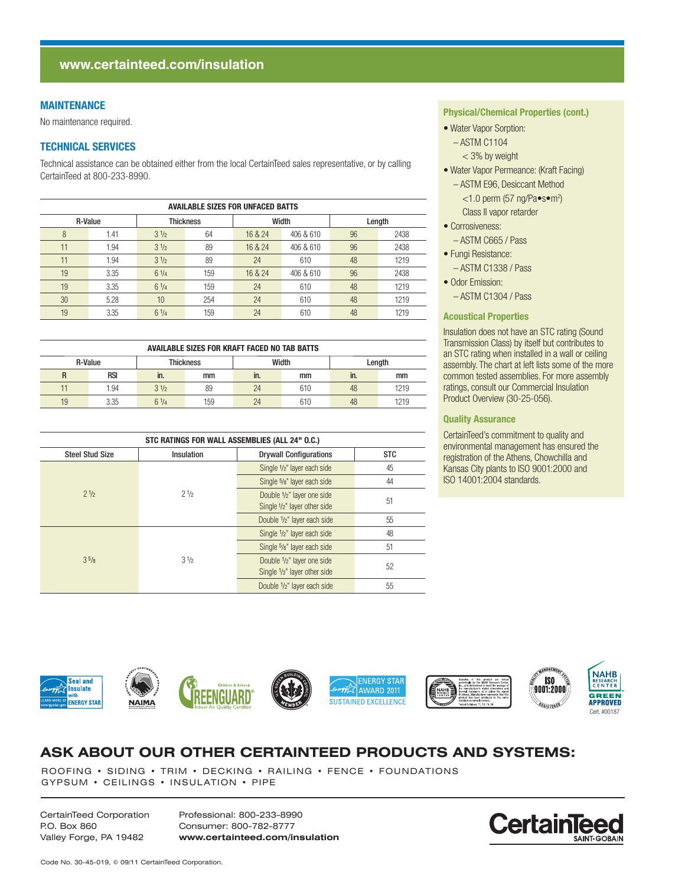www.certainteed.com/insulation

## MAINTENANCE

No maintenance required.

## TECHNICAL SERVICES

Technical assistance can be obtained either from the local CertainTeed sales representative, or by calling CertainTeed at 800-233-8990.

**AVAILABLE SIZES FOR UNFACED BATTS**

| R-Value | | Thickness | | Width | | Length | |
|---|---|---|---|---|---|---|---|
| 8 | 1.41 | 3 1/2 | 64 | 16 & 24 | 406 & 610 | 96 | 2438 |
| 11 | 1.94 | 3 1/2 | 89 | 16 & 24 | 406 & 610 | 96 | 2438 |
| 11 | 1.94 | 3 1/2 | 89 | 24 | 610 | 48 | 1219 |
| 19 | 3.35 | 6 1/4 | 159 | 16 & 24 | 406 & 610 | 96 | 2438 |
| 19 | 3.35 | 6 1/4 | 159 | 24 | 610 | 48 | 1219 |
| 30 | 5.28 | 10 | 254 | 24 | 610 | 48 | 1219 |
| 19 | 3.35 | 6 1/4 | 159 | 24 | 610 | 48 | 1219 |

**AVAILABLE SIZES FOR KRAFT FACED NO TAB BATTS**

| R-Value | | Thickness | | Width | | Length | |
|---|---|---|---|---|---|---|---|
| R | RSI | in. | mm | in. | mm | in. | mm |
| 11 | 1.94 | 3 1/2 | 89 | 24 | 610 | 48 | 1219 |
| 19 | 3.35 | 6 1/4 | 159 | 24 | 610 | 48 | 1219 |

**STC RATINGS FOR WALL ASSEMBLIES (ALL 24" O.C.)**

| Steel Stud Size | Insulation | Drywall Configurations | STC |
|---|---|---|---|
| 2 1/2 | 2 1/2 | Single 1/2" layer each side | 45 |
| | | Single 5/8" layer each side | 44 |
| | | Double 1/2" layer one side Single 1/2" layer other side | 51 |
| | | Double 1/2" layer each side | 55 |
| 3 5/8 | 3 1/2 | Single 1/2" layer each side | 48 |
| | | Single 5/8" layer each side | 51 |
| | | Double 1/2" layer one side Single 1/2" layer other side | 52 |
| | | Double 1/2" layer each side | 55 |

### Physical/Chemical Properties (cont.)

- Water Vapor Sorption:
  - ASTM C1104
    - < 3% by weight
- Water Vapor Permeance: (Kraft Facing)
  - ASTM E96, Desiccant Method
    - <1.0 perm (57 ng/Pa•s•m²)
    - Class II vapor retarder
- Corrosiveness:
  - ASTM C665 / Pass
- Fungi Resistance:
  - ASTM C1338 / Pass
- Odor Emission:
  - ASTM C1304 / Pass

### Acoustical Properties

Insulation does not have an STC rating (Sound Transmission Class) by itself but contributes to an STC rating when installed in a wall or ceiling assembly. The chart at left lists some of the more common tested assemblies. For more assembly ratings, consult our Commercial Insulation Product Overview (30-25-056).

### Quality Assurance

CertainTeed's commitment to quality and environmental management has ensured the registration of the Athens, Chowchilla and Kansas City plants to ISO 9001:2000 and ISO 14001:2004 standards.

Cert. #00187

## ASK ABOUT OUR OTHER CERTAINTEED PRODUCTS AND SYSTEMS:

ROOFING • SIDING • TRIM • DECKING • RAILING • FENCE • FOUNDATIONS
GYPSUM • CEILINGS • INSULATION • PIPE

CertainTeed Corporation
P.O. Box 860
Valley Forge, PA 19482

Professional: 800-233-8990
Consumer: 800-782-8777
**www.certainteed.com/insulation**

Code No. 30-45-019, © 09/11 CertainTeed Corporation.